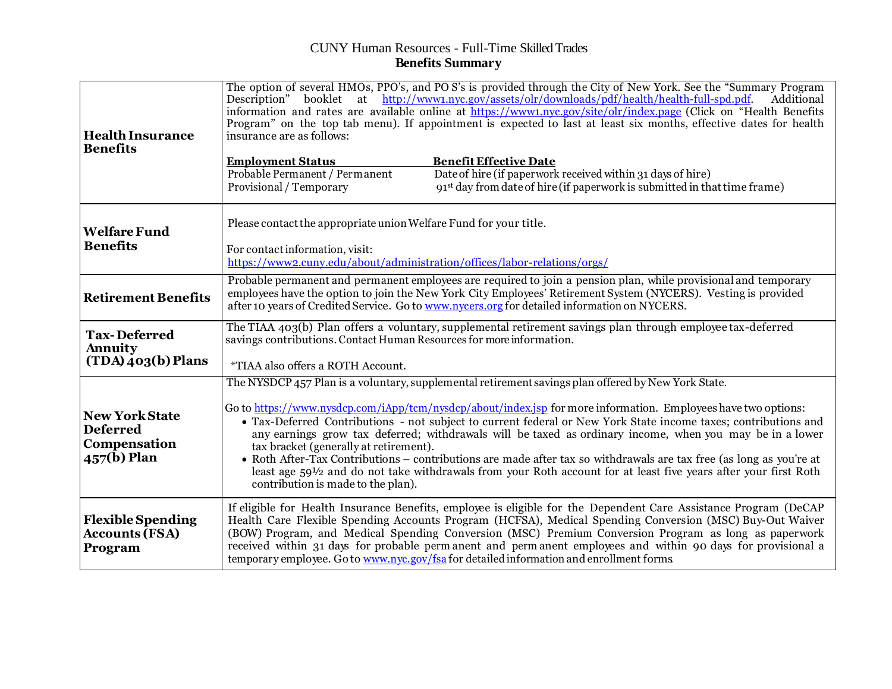# CUNY Human Resources - Full-Time Skilled Trades

## Benefits Summary

| | |
|---|---|
| **Health Insurance Benefits** | The option of several HMOs, PPO's, and PO S's is provided through the City of New York. See the "Summary Program Description" booklet at http://www1.nyc.gov/assets/olr/downloads/pdf/health/health-full-spd.pdf. Additional information and rates are available online at https://www1.nyc.gov/site/olr/index.page (Click on "Health Benefits Program" on the top tab menu). If appointment is expected to last at least six months, effective dates for health insurance are as follows:<br><br>**Employment Status** — **Benefit Effective Date**<br>Probable Permanent / Permanent — Date of hire (if paperwork received within 31 days of hire)<br>Provisional / Temporary — 91st day from date of hire (if paperwork is submitted in that time frame) |
| **Welfare Fund Benefits** | Please contact the appropriate union Welfare Fund for your title.<br><br>For contact information, visit:<br>https://www2.cuny.edu/about/administration/offices/labor-relations/orgs/ |
| **Retirement Benefits** | Probable permanent and permanent employees are required to join a pension plan, while provisional and temporary employees have the option to join the New York City Employees' Retirement System (NYCERS). Vesting is provided after 10 years of Credited Service. Go to www.nycers.org for detailed information on NYCERS. |
| **Tax-Deferred Annuity (TDA) 403(b) Plans** | The TIAA 403(b) Plan offers a voluntary, supplemental retirement savings plan through employee tax-deferred savings contributions. Contact Human Resources for more information.<br><br>*TIAA also offers a ROTH Account. |
| **New York State Deferred Compensation 457(b) Plan** | The NYSDCP 457 Plan is a voluntary, supplemental retirement savings plan offered by New York State.<br><br>Go to https://www.nysdcp.com/iApp/tcm/nysdcp/about/index.jsp for more information. Employees have two options:<br>• Tax-Deferred Contributions - not subject to current federal or New York State income taxes; contributions and any earnings grow tax deferred; withdrawals will be taxed as ordinary income, when you may be in a lower tax bracket (generally at retirement).<br>• Roth After-Tax Contributions – contributions are made after tax so withdrawals are tax free (as long as you're at least age 59½ and do not take withdrawals from your Roth account for at least five years after your first Roth contribution is made to the plan). |
| **Flexible Spending Accounts (FSA) Program** | If eligible for Health Insurance Benefits, employee is eligible for the Dependent Care Assistance Program (DeCAP Health Care Flexible Spending Accounts Program (HCFSA), Medical Spending Conversion (MSC) Buy-Out Waiver (BOW) Program, and Medical Spending Conversion (MSC) Premium Conversion Program as long as paperwork received within 31 days for probable permanent and permanent employees and within 90 days for provisional a temporary employee. Go to www.nyc.gov/fsa for detailed information and enrollment forms |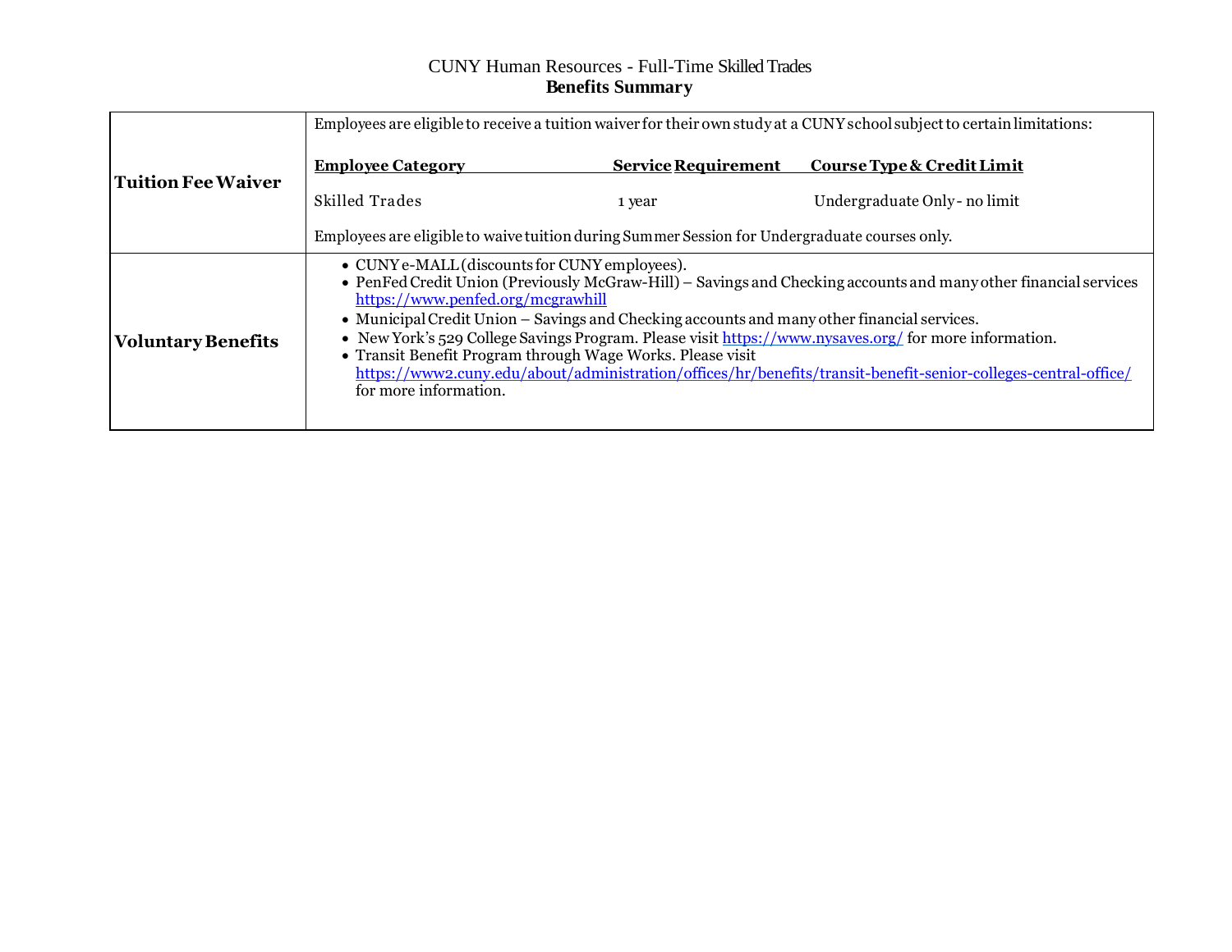CUNY Human Resources - Full-Time Skilled Trades
**Benefits Summary**

| | |
|---|---|
| **Tuition Fee Waiver** | Employees are eligible to receive a tuition waiver for their own study at a CUNY school subject to certain limitations:<br><br>**Employee Category** — **Service Requirement** — **Course Type & Credit Limit**<br>Skilled Trades — 1 year — Undergraduate Only - no limit<br><br>Employees are eligible to waive tuition during Summer Session for Undergraduate courses only. |
| **Voluntary Benefits** | • CUNY e-MALL (discounts for CUNY employees).<br>• PenFed Credit Union (Previously McGraw-Hill) – Savings and Checking accounts and many other financial services https://www.penfed.org/mcgrawhill<br>• Municipal Credit Union – Savings and Checking accounts and many other financial services.<br>• New York's 529 College Savings Program. Please visit https://www.nysaves.org/ for more information.<br>• Transit Benefit Program through Wage Works. Please visit https://www2.cuny.edu/about/administration/offices/hr/benefits/transit-benefit-senior-colleges-central-office/ for more information. |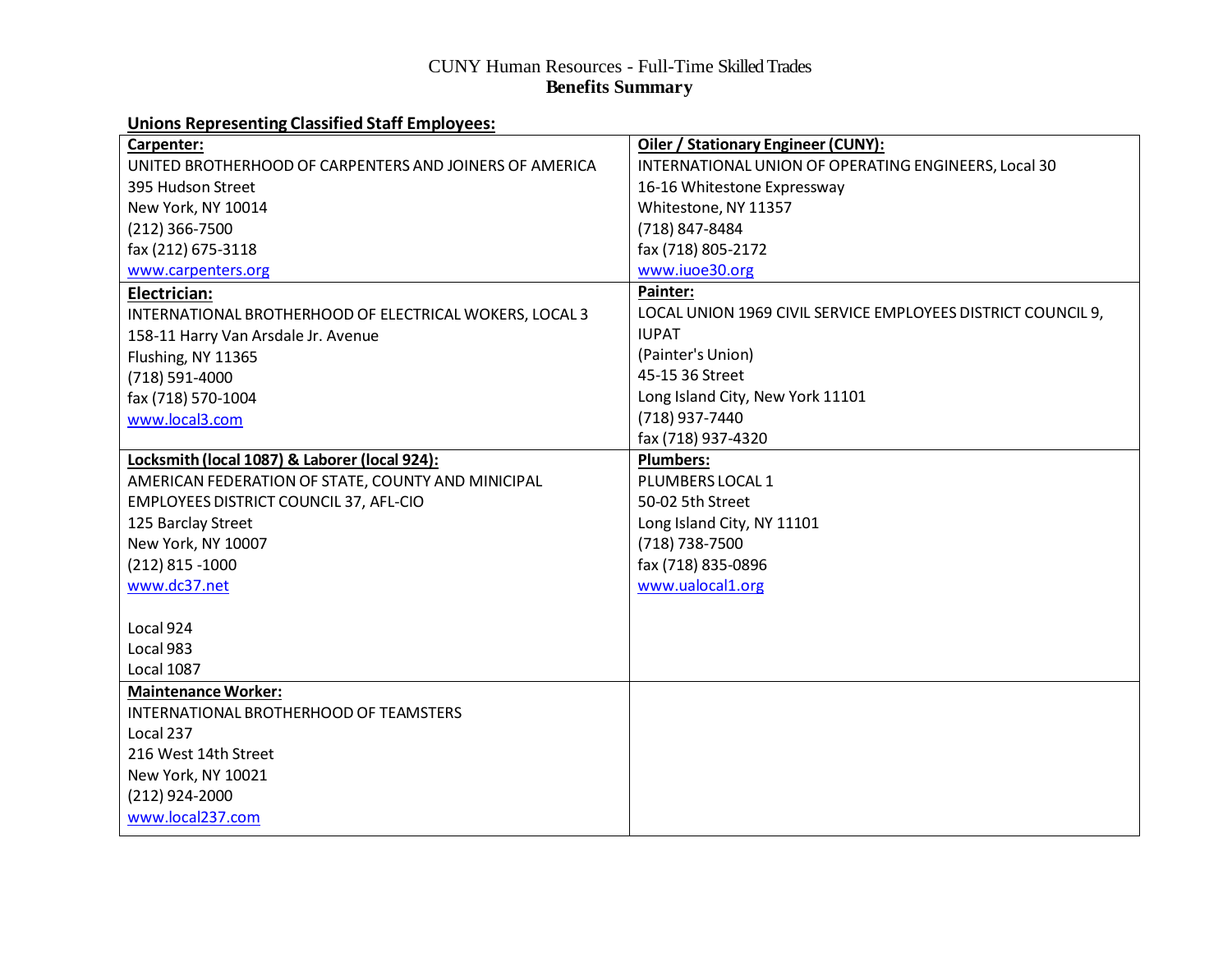CUNY Human Resources - Full-Time Skilled Trades
**Benefits Summary**

**Unions Representing Classified Staff Employees:**

| | |
|---|---|
| **Carpenter:**<br>UNITED BROTHERHOOD OF CARPENTERS AND JOINERS OF AMERICA<br>395 Hudson Street<br>New York, NY 10014<br>(212) 366-7500<br>fax (212) 675-3118<br>www.carpenters.org | **Oiler / Stationary Engineer (CUNY):**<br>INTERNATIONAL UNION OF OPERATING ENGINEERS, Local 30<br>16-16 Whitestone Expressway<br>Whitestone, NY 11357<br>(718) 847-8484<br>fax (718) 805-2172<br>www.iuoe30.org |
| **Electrician:**<br>INTERNATIONAL BROTHERHOOD OF ELECTRICAL WOKERS, LOCAL 3<br>158-11 Harry Van Arsdale Jr. Avenue<br>Flushing, NY 11365<br>(718) 591-4000<br>fax (718) 570-1004<br>www.local3.com | **Painter:**<br>LOCAL UNION 1969 CIVIL SERVICE EMPLOYEES DISTRICT COUNCIL 9, IUPAT<br>(Painter's Union)<br>45-15 36 Street<br>Long Island City, New York 11101<br>(718) 937-7440<br>fax (718) 937-4320 |
| **Locksmith (local 1087) & Laborer (local 924):**<br>AMERICAN FEDERATION OF STATE, COUNTY AND MINICIPAL EMPLOYEES DISTRICT COUNCIL 37, AFL-CIO<br>125 Barclay Street<br>New York, NY 10007<br>(212) 815 -1000<br>www.dc37.net<br><br>Local 924<br>Local 983<br>Local 1087 | **Plumbers:**<br>PLUMBERS LOCAL 1<br>50-02 5th Street<br>Long Island City, NY 11101<br>(718) 738-7500<br>fax (718) 835-0896<br>www.ualocal1.org |
| **Maintenance Worker:**<br>INTERNATIONAL BROTHERHOOD OF TEAMSTERS<br>Local 237<br>216 West 14th Street<br>New York, NY 10021<br>(212) 924-2000<br>www.local237.com | |